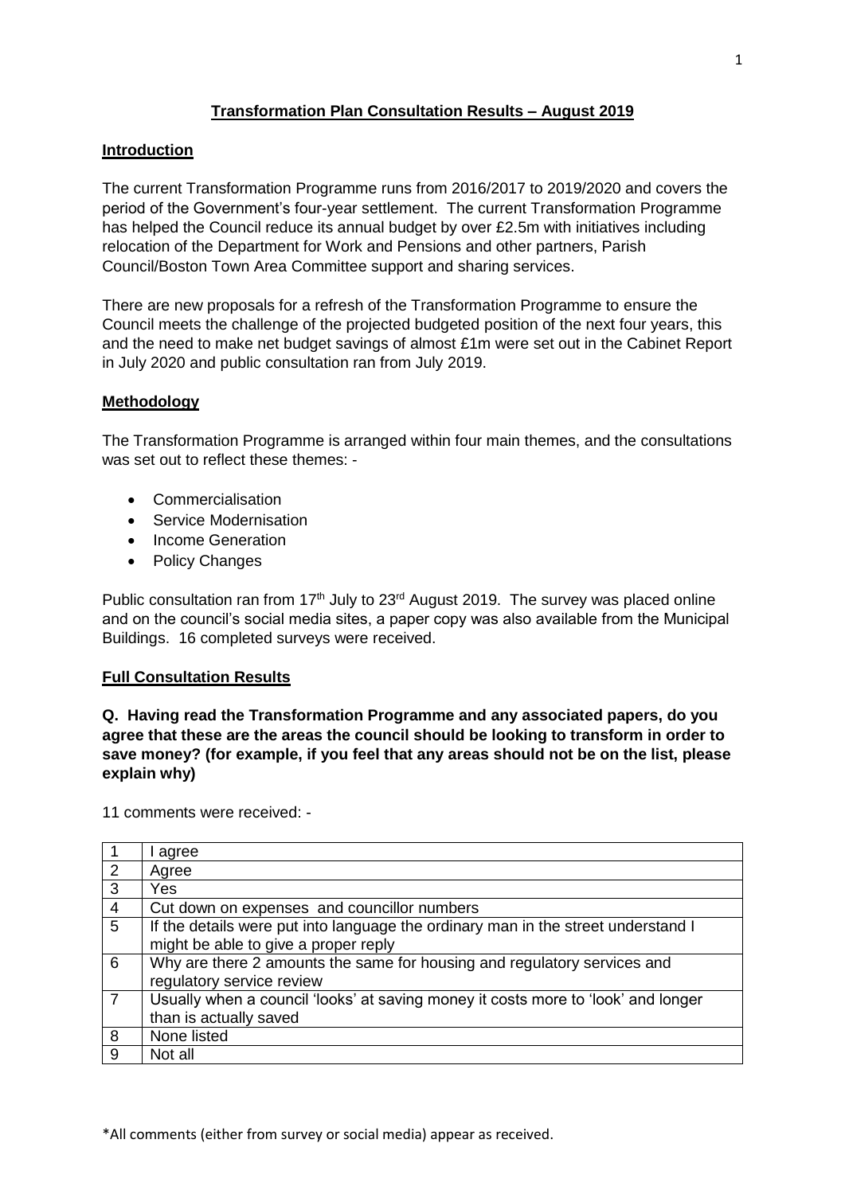# Transformation Plan Consultation Results – August 2019

## Introduction

The current Transformation Programme runs from 2016/2017 to 2019/2020 and covers the period of the Government's four-year settlement. The current Transformation Programme has helped the Council reduce its annual budget by over £2.5m with initiatives including relocation of the Department for Work and Pensions and other partners, Parish Council/Boston Town Area Committee support and sharing services.

There are new proposals for a refresh of the Transformation Programme to ensure the Council meets the challenge of the projected budgeted position of the next four years, this and the need to make net budget savings of almost £1m were set out in the Cabinet Report in July 2020 and public consultation ran from July 2019.

## Methodology

The Transformation Programme is arranged within four main themes, and the consultations was set out to reflect these themes: -

- Commercialisation
- Service Modernisation
- Income Generation
- Policy Changes

Public consultation ran from 17th July to 23rd August 2019. The survey was placed online and on the council's social media sites, a paper copy was also available from the Municipal Buildings. 16 completed surveys were received.

## Full Consultation Results

**Q. Having read the Transformation Programme and any associated papers, do you agree that these are the areas the council should be looking to transform in order to save money? (for example, if you feel that any areas should not be on the list, please explain why)**

11 comments were received: -

| | |
|---|---|
| 1 | I agree |
| 2 | Agree |
| 3 | Yes |
| 4 | Cut down on expenses and councillor numbers |
| 5 | If the details were put into language the ordinary man in the street understand I might be able to give a proper reply |
| 6 | Why are there 2 amounts the same for housing and regulatory services and regulatory service review |
| 7 | Usually when a council 'looks' at saving money it costs more to 'look' and longer than is actually saved |
| 8 | None listed |
| 9 | Not all |

*All comments (either from survey or social media) appear as received.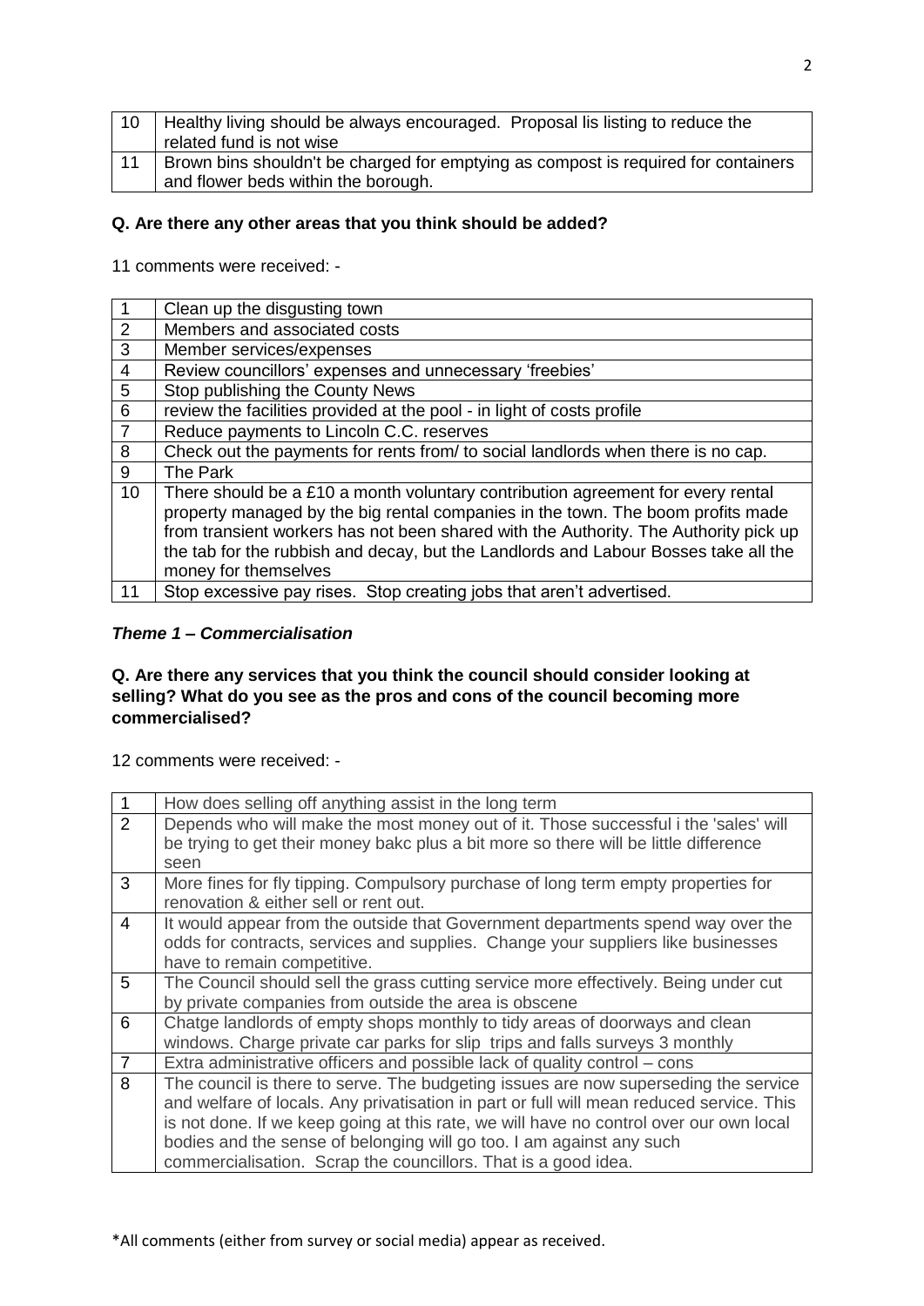| | |
|---|---|
| 10 | Healthy living should be always encouraged. Proposal lis listing to reduce the related fund is not wise |
| 11 | Brown bins shouldn't be charged for emptying as compost is required for containers and flower beds within the borough. |

**Q. Are there any other areas that you think should be added?**

11 comments were received: -

| | |
|---|---|
| 1 | Clean up the disgusting town |
| 2 | Members and associated costs |
| 3 | Member services/expenses |
| 4 | Review councillors' expenses and unnecessary 'freebies' |
| 5 | Stop publishing the County News |
| 6 | review the facilities provided at the pool - in light of costs profile |
| 7 | Reduce payments to Lincoln C.C. reserves |
| 8 | Check out the payments for rents from/ to social landlords when there is no cap. |
| 9 | The Park |
| 10 | There should be a £10 a month voluntary contribution agreement for every rental property managed by the big rental companies in the town. The boom profits made from transient workers has not been shared with the Authority. The Authority pick up the tab for the rubbish and decay, but the Landlords and Labour Bosses take all the money for themselves |
| 11 | Stop excessive pay rises. Stop creating jobs that aren't advertised. |

***Theme 1 – Commercialisation***

**Q. Are there any services that you think the council should consider looking at selling? What do you see as the pros and cons of the council becoming more commercialised?**

12 comments were received: -

| | |
|---|---|
| 1 | How does selling off anything assist in the long term |
| 2 | Depends who will make the most money out of it. Those successful i the 'sales' will be trying to get their money bakc plus a bit more so there will be little difference seen |
| 3 | More fines for fly tipping. Compulsory purchase of long term empty properties for renovation & either sell or rent out. |
| 4 | It would appear from the outside that Government departments spend way over the odds for contracts, services and supplies. Change your suppliers like businesses have to remain competitive. |
| 5 | The Council should sell the grass cutting service more effectively. Being under cut by private companies from outside the area is obscene |
| 6 | Chatge landlords of empty shops monthly to tidy areas of doorways and clean windows. Charge private car parks for slip trips and falls surveys 3 monthly |
| 7 | Extra administrative officers and possible lack of quality control – cons |
| 8 | The council is there to serve. The budgeting issues are now superseding the service and welfare of locals. Any privatisation in part or full will mean reduced service. This is not done. If we keep going at this rate, we will have no control over our own local bodies and the sense of belonging will go too. I am against any such commercialisation. Scrap the councillors. That is a good idea. |

*All comments (either from survey or social media) appear as received.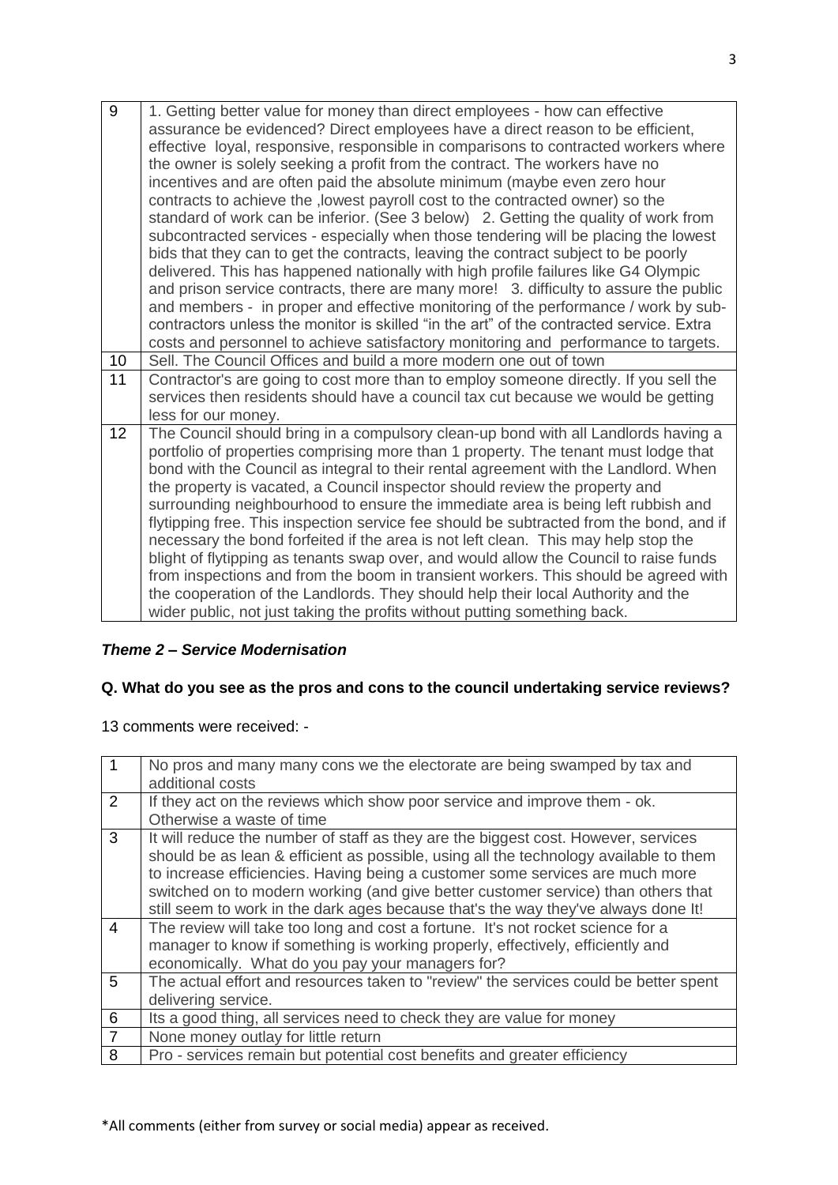| | |
|---|---|
| 9 | 1. Getting better value for money than direct employees - how can effective assurance be evidenced? Direct employees have a direct reason to be efficient, effective loyal, responsive, responsible in comparisons to contracted workers where the owner is solely seeking a profit from the contract. The workers have no incentives and are often paid the absolute minimum (maybe even zero hour contracts to achieve the ,lowest payroll cost to the contracted owner) so the standard of work can be inferior. (See 3 below) 2. Getting the quality of work from subcontracted services - especially when those tendering will be placing the lowest bids that they can to get the contracts, leaving the contract subject to be poorly delivered. This has happened nationally with high profile failures like G4 Olympic and prison service contracts, there are many more! 3. difficulty to assure the public and members - in proper and effective monitoring of the performance / work by sub-contractors unless the monitor is skilled "in the art" of the contracted service. Extra costs and personnel to achieve satisfactory monitoring and performance to targets. |
| 10 | Sell. The Council Offices and build a more modern one out of town |
| 11 | Contractor's are going to cost more than to employ someone directly. If you sell the services then residents should have a council tax cut because we would be getting less for our money. |
| 12 | The Council should bring in a compulsory clean-up bond with all Landlords having a portfolio of properties comprising more than 1 property. The tenant must lodge that bond with the Council as integral to their rental agreement with the Landlord. When the property is vacated, a Council inspector should review the property and surrounding neighbourhood to ensure the immediate area is being left rubbish and flytipping free. This inspection service fee should be subtracted from the bond, and if necessary the bond forfeited if the area is not left clean. This may help stop the blight of flytipping as tenants swap over, and would allow the Council to raise funds from inspections and from the boom in transient workers. This should be agreed with the cooperation of the Landlords. They should help their local Authority and the wider public, not just taking the profits without putting something back. |

### *Theme 2 – Service Modernisation*

**Q. What do you see as the pros and cons to the council undertaking service reviews?**

13 comments were received: -

| | |
|---|---|
| 1 | No pros and many many cons we the electorate are being swamped by tax and additional costs |
| 2 | If they act on the reviews which show poor service and improve them - ok. Otherwise a waste of time |
| 3 | It will reduce the number of staff as they are the biggest cost. However, services should be as lean & efficient as possible, using all the technology available to them to increase efficiencies. Having being a customer some services are much more switched on to modern working (and give better customer service) than others that still seem to work in the dark ages because that's the way they've always done It! |
| 4 | The review will take too long and cost a fortune. It's not rocket science for a manager to know if something is working properly, effectively, efficiently and economically. What do you pay your managers for? |
| 5 | The actual effort and resources taken to "review" the services could be better spent delivering service. |
| 6 | Its a good thing, all services need to check they are value for money |
| 7 | None money outlay for little return |
| 8 | Pro - services remain but potential cost benefits and greater efficiency |

*All comments (either from survey or social media) appear as received.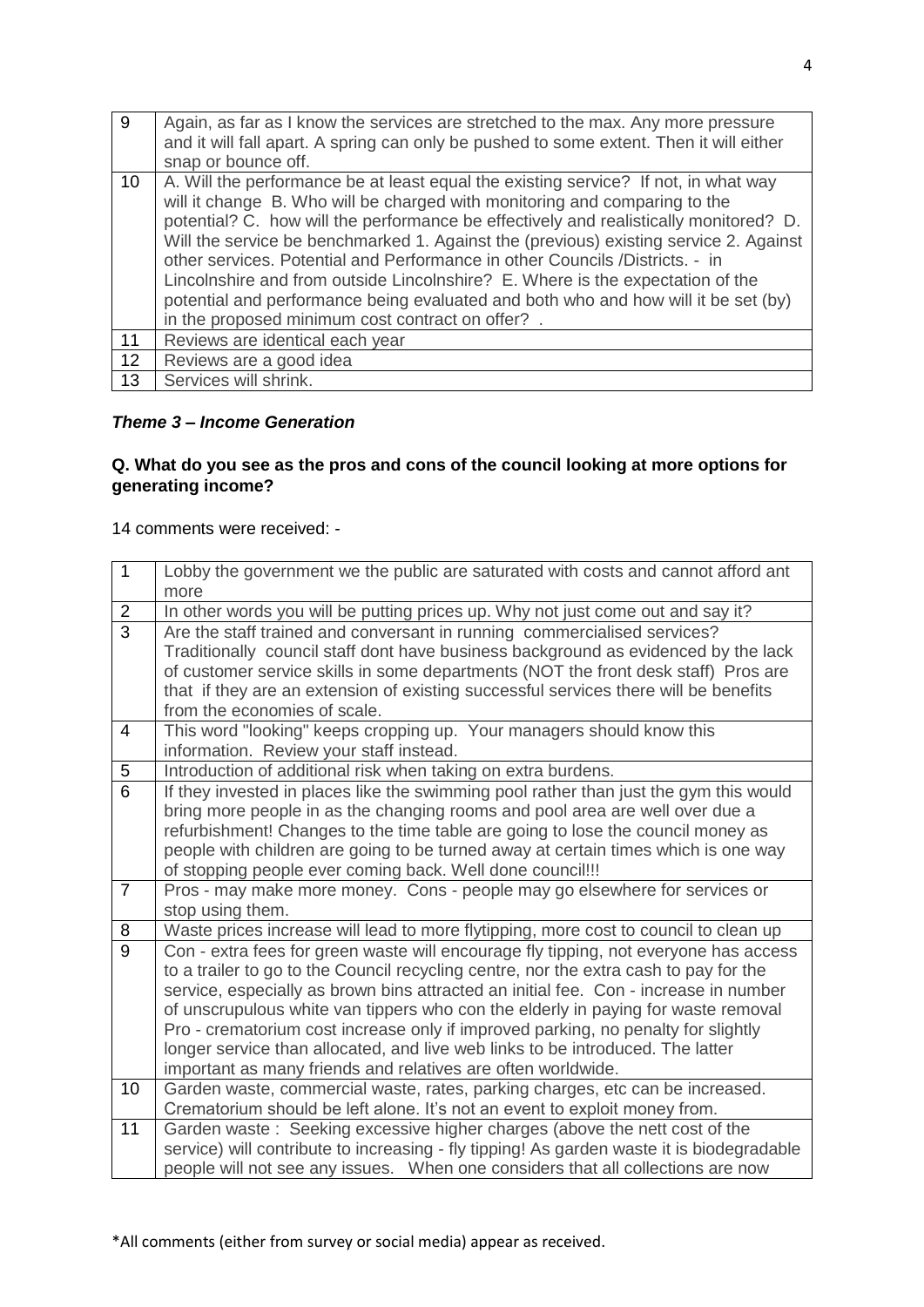| | |
|---|---|
| 9 | Again, as far as I know the services are stretched to the max. Any more pressure and it will fall apart. A spring can only be pushed to some extent. Then it will either snap or bounce off. |
| 10 | A. Will the performance be at least equal the existing service? If not, in what way will it change B. Who will be charged with monitoring and comparing to the potential? C. how will the performance be effectively and realistically monitored? D. Will the service be benchmarked 1. Against the (previous) existing service 2. Against other services. Potential and Performance in other Councils /Districts. - in Lincolnshire and from outside Lincolnshire? E. Where is the expectation of the potential and performance being evaluated and both who and how will it be set (by) in the proposed minimum cost contract on offer? . |
| 11 | Reviews are identical each year |
| 12 | Reviews are a good idea |
| 13 | Services will shrink. |

### ***Theme 3 – Income Generation***

**Q. What do you see as the pros and cons of the council looking at more options for generating income?**

14 comments were received: -

| | |
|---|---|
| 1 | Lobby the government we the public are saturated with costs and cannot afford ant more |
| 2 | In other words you will be putting prices up. Why not just come out and say it? |
| 3 | Are the staff trained and conversant in running commercialised services? Traditionally council staff dont have business background as evidenced by the lack of customer service skills in some departments (NOT the front desk staff) Pros are that if they are an extension of existing successful services there will be benefits from the economies of scale. |
| 4 | This word "looking" keeps cropping up. Your managers should know this information. Review your staff instead. |
| 5 | Introduction of additional risk when taking on extra burdens. |
| 6 | If they invested in places like the swimming pool rather than just the gym this would bring more people in as the changing rooms and pool area are well over due a refurbishment! Changes to the time table are going to lose the council money as people with children are going to be turned away at certain times which is one way of stopping people ever coming back. Well done council!!! |
| 7 | Pros - may make more money. Cons - people may go elsewhere for services or stop using them. |
| 8 | Waste prices increase will lead to more flytipping, more cost to council to clean up |
| 9 | Con - extra fees for green waste will encourage fly tipping, not everyone has access to a trailer to go to the Council recycling centre, nor the extra cash to pay for the service, especially as brown bins attracted an initial fee. Con - increase in number of unscrupulous white van tippers who con the elderly in paying for waste removal Pro - crematorium cost increase only if improved parking, no penalty for slightly longer service than allocated, and live web links to be introduced. The latter important as many friends and relatives are often worldwide. |
| 10 | Garden waste, commercial waste, rates, parking charges, etc can be increased. Crematorium should be left alone. It's not an event to exploit money from. |
| 11 | Garden waste : Seeking excessive higher charges (above the nett cost of the service) will contribute to increasing - fly tipping! As garden waste it is biodegradable people will not see any issues. When one considers that all collections are now |

*All comments (either from survey or social media) appear as received.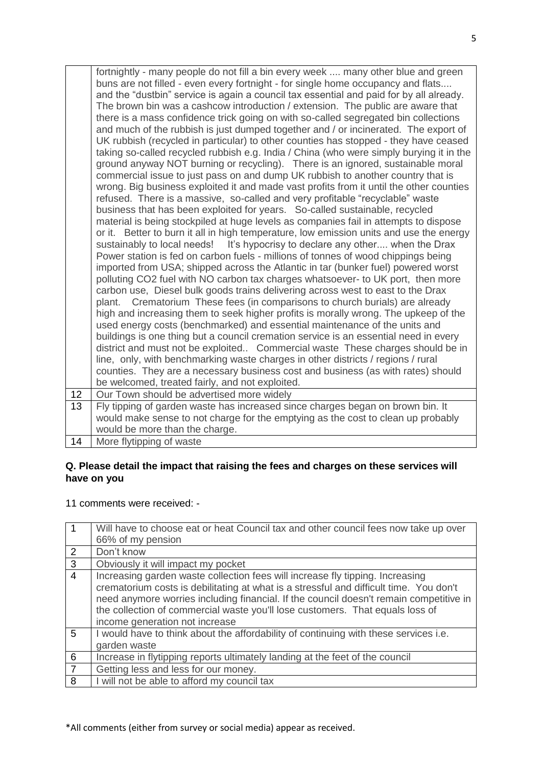| | |
|---|---|
| | fortnightly - many people do not fill a bin every week .... many other blue and green buns are not filled - even every fortnight - for single home occupancy and flats.... and the "dustbin" service is again a council tax essential and paid for by all already. The brown bin was a cashcow introduction / extension. The public are aware that there is a mass confidence trick going on with so-called segregated bin collections and much of the rubbish is just dumped together and / or incinerated. The export of UK rubbish (recycled in particular) to other counties has stopped - they have ceased taking so-called recycled rubbish e.g. India / China (who were simply burying it in the ground anyway NOT burning or recycling). There is an ignored, sustainable moral commercial issue to just pass on and dump UK rubbish to another country that is wrong. Big business exploited it and made vast profits from it until the other counties refused. There is a massive, so-called and very profitable "recyclable" waste business that has been exploited for years. So-called sustainable, recycled material is being stockpiled at huge levels as companies fail in attempts to dispose or it. Better to burn it all in high temperature, low emission units and use the energy sustainably to local needs! It's hypocrisy to declare any other.... when the Drax Power station is fed on carbon fuels - millions of tonnes of wood chippings being imported from USA; shipped across the Atlantic in tar (bunker fuel) powered worst polluting CO2 fuel with NO carbon tax charges whatsoever- to UK port, then more carbon use, Diesel bulk goods trains delivering across west to east to the Drax plant. Crematorium These fees (in comparisons to church burials) are already high and increasing them to seek higher profits is morally wrong. The upkeep of the used energy costs (benchmarked) and essential maintenance of the units and buildings is one thing but a council cremation service is an essential need in every district and must not be exploited.. Commercial waste These charges should be in line, only, with benchmarking waste charges in other districts / regions / rural counties. They are a necessary business cost and business (as with rates) should be welcomed, treated fairly, and not exploited. |
| 12 | Our Town should be advertised more widely |
| 13 | Fly tipping of garden waste has increased since charges began on brown bin. It would make sense to not charge for the emptying as the cost to clean up probably would be more than the charge. |
| 14 | More flytipping of waste |

**Q. Please detail the impact that raising the fees and charges on these services will have on you**

11 comments were received: -

| | |
|---|---|
| 1 | Will have to choose eat or heat Council tax and other council fees now take up over 66% of my pension |
| 2 | Don't know |
| 3 | Obviously it will impact my pocket |
| 4 | Increasing garden waste collection fees will increase fly tipping. Increasing crematorium costs is debilitating at what is a stressful and difficult time. You don't need anymore worries including financial. If the council doesn't remain competitive in the collection of commercial waste you'll lose customers. That equals loss of income generation not increase |
| 5 | I would have to think about the affordability of continuing with these services i.e. garden waste |
| 6 | Increase in flytipping reports ultimately landing at the feet of the council |
| 7 | Getting less and less for our money. |
| 8 | I will not be able to afford my council tax |

*All comments (either from survey or social media) appear as received.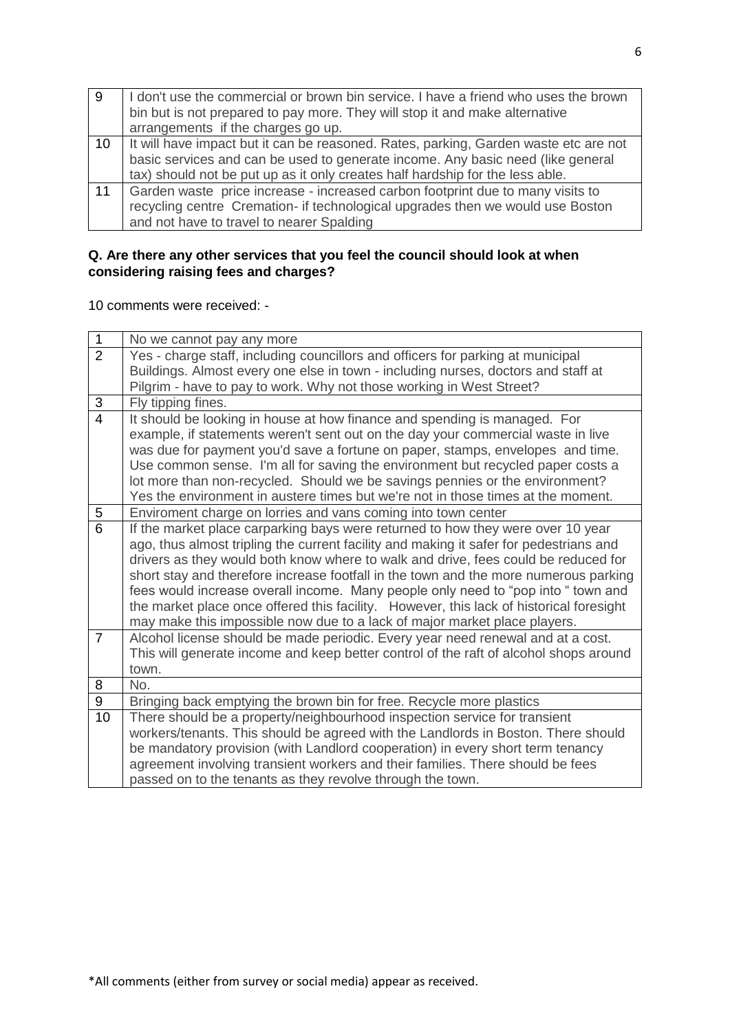| | |
|---|---|
| 9 | I don't use the commercial or brown bin service. I have a friend who uses the brown bin but is not prepared to pay more. They will stop it and make alternative arrangements if the charges go up. |
| 10 | It will have impact but it can be reasoned. Rates, parking, Garden waste etc are not basic services and can be used to generate income. Any basic need (like general tax) should not be put up as it only creates half hardship for the less able. |
| 11 | Garden waste price increase - increased carbon footprint due to many visits to recycling centre Cremation- if technological upgrades then we would use Boston and not have to travel to nearer Spalding |

**Q. Are there any other services that you feel the council should look at when considering raising fees and charges?**

10 comments were received: -

| | |
|---|---|
| 1 | No we cannot pay any more |
| 2 | Yes - charge staff, including councillors and officers for parking at municipal Buildings. Almost every one else in town - including nurses, doctors and staff at Pilgrim - have to pay to work. Why not those working in West Street? |
| 3 | Fly tipping fines. |
| 4 | It should be looking in house at how finance and spending is managed. For example, if statements weren't sent out on the day your commercial waste in live was due for payment you'd save a fortune on paper, stamps, envelopes and time. Use common sense. I'm all for saving the environment but recycled paper costs a lot more than non-recycled. Should we be savings pennies or the environment? Yes the environment in austere times but we're not in those times at the moment. |
| 5 | Enviroment charge on lorries and vans coming into town center |
| 6 | If the market place carparking bays were returned to how they were over 10 year ago, thus almost tripling the current facility and making it safer for pedestrians and drivers as they would both know where to walk and drive, fees could be reduced for short stay and therefore increase footfall in the town and the more numerous parking fees would increase overall income. Many people only need to "pop into " town and the market place once offered this facility. However, this lack of historical foresight may make this impossible now due to a lack of major market place players. |
| 7 | Alcohol license should be made periodic. Every year need renewal and at a cost. This will generate income and keep better control of the raft of alcohol shops around town. |
| 8 | No. |
| 9 | Bringing back emptying the brown bin for free. Recycle more plastics |
| 10 | There should be a property/neighbourhood inspection service for transient workers/tenants. This should be agreed with the Landlords in Boston. There should be mandatory provision (with Landlord cooperation) in every short term tenancy agreement involving transient workers and their families. There should be fees passed on to the tenants as they revolve through the town. |

*All comments (either from survey or social media) appear as received.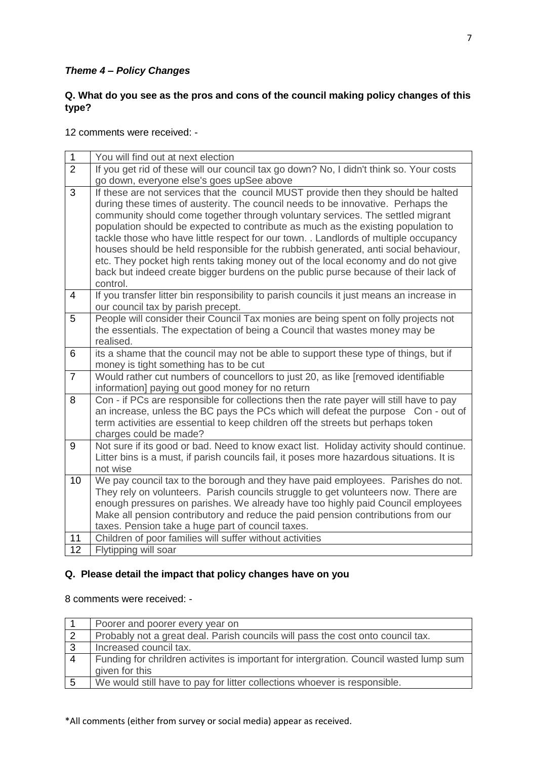### *Theme 4 – Policy Changes*

**Q. What do you see as the pros and cons of the council making policy changes of this type?**

12 comments were received: -

| | |
|---|---|
| 1 | You will find out at next election |
| 2 | If you get rid of these will our council tax go down? No, I didn't think so. Your costs go down, everyone else's goes upSee above |
| 3 | If these are not services that the council MUST provide then they should be halted during these times of austerity. The council needs to be innovative. Perhaps the community should come together through voluntary services. The settled migrant population should be expected to contribute as much as the existing population to tackle those who have little respect for our town. . Landlords of multiple occupancy houses should be held responsible for the rubbish generated, anti social behaviour, etc. They pocket high rents taking money out of the local economy and do not give back but indeed create bigger burdens on the public purse because of their lack of control. |
| 4 | If you transfer litter bin responsibility to parish councils it just means an increase in our council tax by parish precept. |
| 5 | People will consider their Council Tax monies are being spent on folly projects not the essentials. The expectation of being a Council that wastes money may be realised. |
| 6 | its a shame that the council may not be able to support these type of things, but if money is tight something has to be cut |
| 7 | Would rather cut numbers of councellors to just 20, as like [removed identifiable information] paying out good money for no return |
| 8 | Con - if PCs are responsible for collections then the rate payer will still have to pay an increase, unless the BC pays the PCs which will defeat the purpose Con - out of term activities are essential to keep children off the streets but perhaps token charges could be made? |
| 9 | Not sure if its good or bad. Need to know exact list. Holiday activity should continue. Litter bins is a must, if parish councils fail, it poses more hazardous situations. It is not wise |
| 10 | We pay council tax to the borough and they have paid employees. Parishes do not. They rely on volunteers. Parish councils struggle to get volunteers now. There are enough pressures on parishes. We already have too highly paid Council employees Make all pension contributory and reduce the paid pension contributions from our taxes. Pension take a huge part of council taxes. |
| 11 | Children of poor families will suffer without activities |
| 12 | Flytipping will soar |

**Q. Please detail the impact that policy changes have on you**

8 comments were received: -

| | |
|---|---|
| 1 | Poorer and poorer every year on |
| 2 | Probably not a great deal. Parish councils will pass the cost onto council tax. |
| 3 | Increased council tax. |
| 4 | Funding for chrildren activites is important for intergration. Council wasted lump sum given for this |
| 5 | We would still have to pay for litter collections whoever is responsible. |

*All comments (either from survey or social media) appear as received.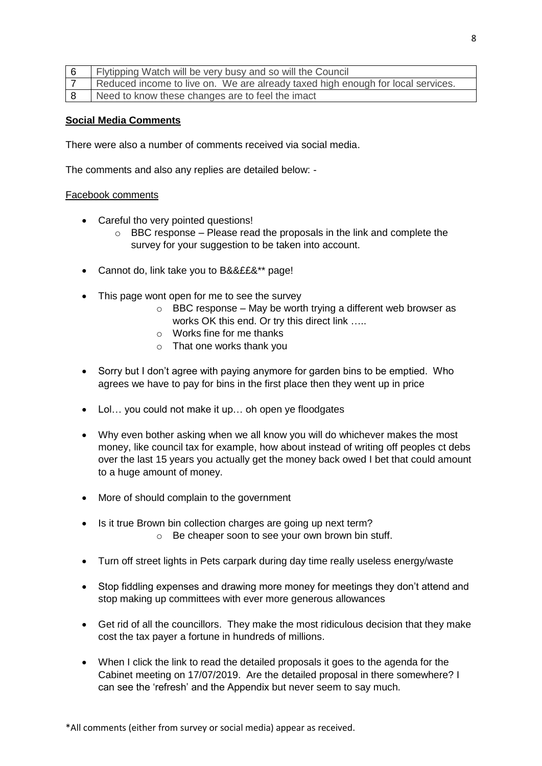| 6 | Flytipping Watch will be very busy and so will the Council |
|---|---|
| 7 | Reduced income to live on. We are already taxed high enough for local services. |
| 8 | Need to know these changes are to feel the imact |

**Social Media Comments**

There were also a number of comments received via social media.

The comments and also any replies are detailed below: -

Facebook comments

- Careful tho very pointed questions!
  - BBC response – Please read the proposals in the link and complete the survey for your suggestion to be taken into account.
- Cannot do, link take you to B&&££&** page!
- This page wont open for me to see the survey
  - BBC response – May be worth trying a different web browser as works OK this end. Or try this direct link …..
  - Works fine for me thanks
  - That one works thank you
- Sorry but I don't agree with paying anymore for garden bins to be emptied. Who agrees we have to pay for bins in the first place then they went up in price
- Lol… you could not make it up… oh open ye floodgates
- Why even bother asking when we all know you will do whichever makes the most money, like council tax for example, how about instead of writing off peoples ct debs over the last 15 years you actually get the money back owed I bet that could amount to a huge amount of money.
- More of should complain to the government
- Is it true Brown bin collection charges are going up next term?
  - Be cheaper soon to see your own brown bin stuff.
- Turn off street lights in Pets carpark during day time really useless energy/waste
- Stop fiddling expenses and drawing more money for meetings they don't attend and stop making up committees with ever more generous allowances
- Get rid of all the councillors. They make the most ridiculous decision that they make cost the tax payer a fortune in hundreds of millions.
- When I click the link to read the detailed proposals it goes to the agenda for the Cabinet meeting on 17/07/2019. Are the detailed proposal in there somewhere? I can see the 'refresh' and the Appendix but never seem to say much.

*All comments (either from survey or social media) appear as received.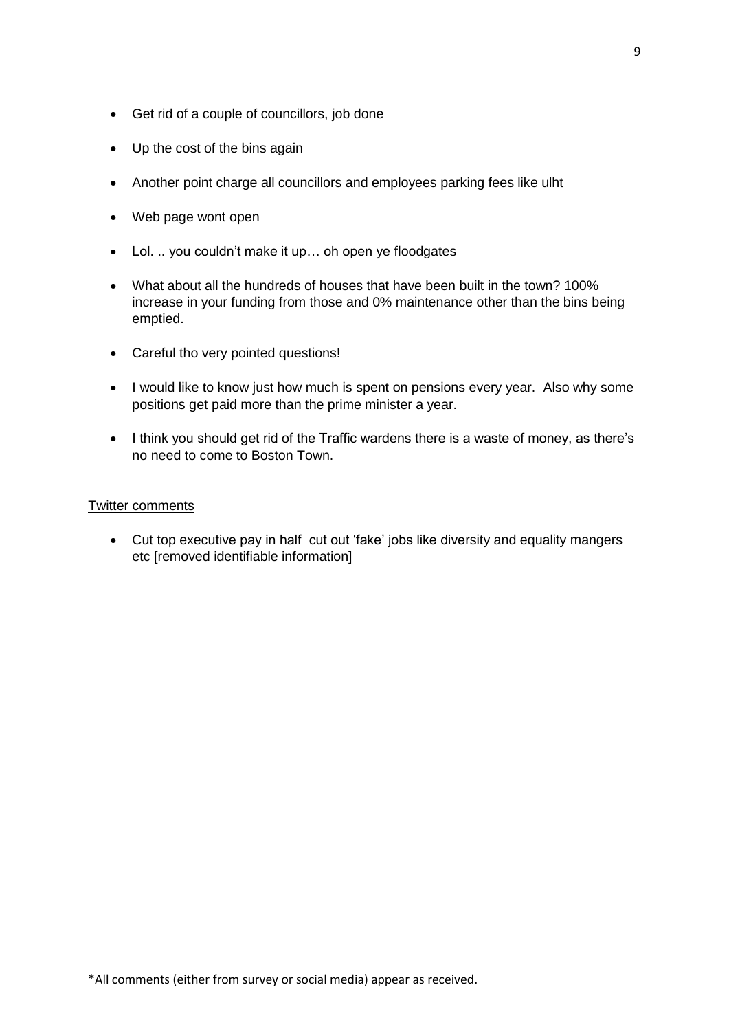- Get rid of a couple of councillors, job done
- Up the cost of the bins again
- Another point charge all councillors and employees parking fees like ulht
- Web page wont open
- Lol. .. you couldn't make it up… oh open ye floodgates
- What about all the hundreds of houses that have been built in the town? 100% increase in your funding from those and 0% maintenance other than the bins being emptied.
- Careful tho very pointed questions!
- I would like to know just how much is spent on pensions every year. Also why some positions get paid more than the prime minister a year.
- I think you should get rid of the Traffic wardens there is a waste of money, as there's no need to come to Boston Town.

<u>Twitter comments</u>

- Cut top executive pay in half cut out 'fake' jobs like diversity and equality mangers etc [removed identifiable information]

*All comments (either from survey or social media) appear as received.